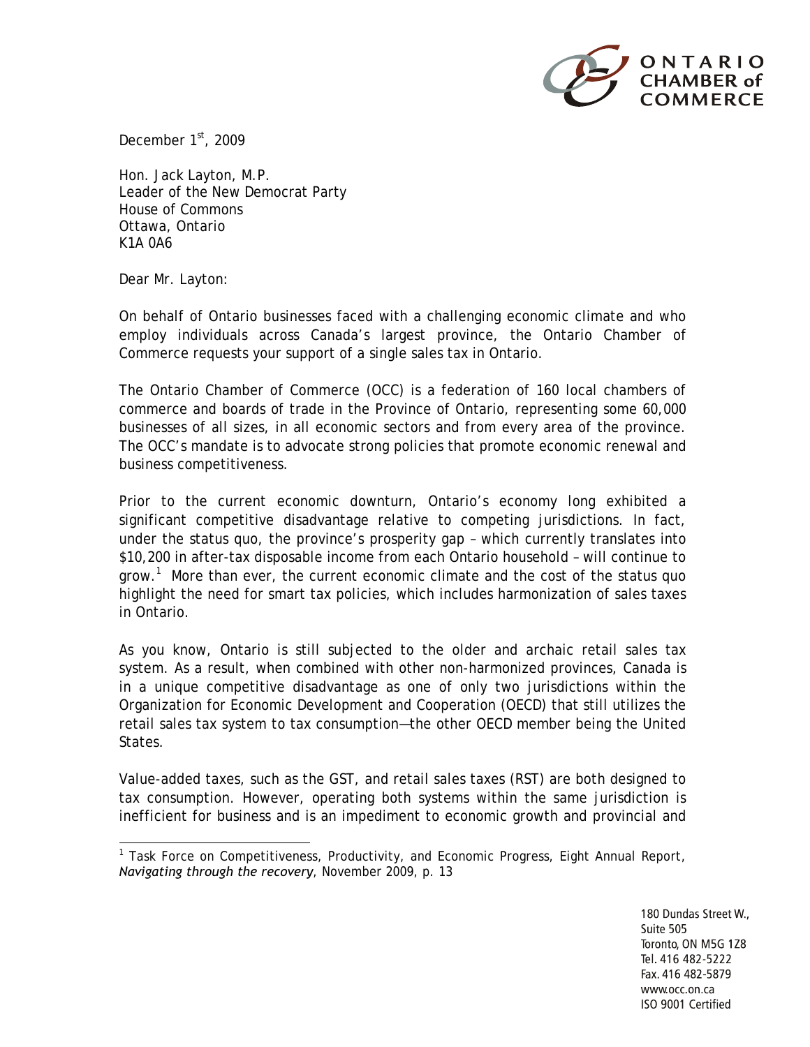ONTARIO CHAMBER of COMMERCE

December 1st, 2009

Hon. Jack Layton, M.P.
Leader of the New Democrat Party
House of Commons
Ottawa, Ontario
K1A 0A6

Dear Mr. Layton:

On behalf of Ontario businesses faced with a challenging economic climate and who employ individuals across Canada's largest province, the Ontario Chamber of Commerce requests your support of a single sales tax in Ontario.

The Ontario Chamber of Commerce (OCC) is a federation of 160 local chambers of commerce and boards of trade in the Province of Ontario, representing some 60,000 businesses of all sizes, in all economic sectors and from every area of the province. The OCC's mandate is to advocate strong policies that promote economic renewal and business competitiveness.

Prior to the current economic downturn, Ontario's economy long exhibited a significant competitive disadvantage relative to competing jurisdictions. In fact, under the status quo, the province's prosperity gap – which currently translates into $10,200 in after-tax disposable income from each Ontario household – will continue to grow.[1] More than ever, the current economic climate and the cost of the status quo highlight the need for smart tax policies, which includes harmonization of sales taxes in Ontario.

As you know, Ontario is still subjected to the older and archaic retail sales tax system. As a result, when combined with other non-harmonized provinces, Canada is in a unique competitive disadvantage as one of only two jurisdictions within the Organization for Economic Development and Cooperation (OECD) that still utilizes the retail sales tax system to tax consumption—the other OECD member being the United States.

Value-added taxes, such as the GST, and retail sales taxes (RST) are both designed to tax consumption. However, operating both systems within the same jurisdiction is inefficient for business and is an impediment to economic growth and provincial and

[1] Task Force on Competitiveness, Productivity, and Economic Progress, Eight Annual Report, *Navigating through the recovery*, November 2009, p. 13

180 Dundas Street W., Suite 505
Toronto, ON M5G 1Z8
Tel. 416 482-5222
Fax. 416 482-5879
www.occ.on.ca
ISO 9001 Certified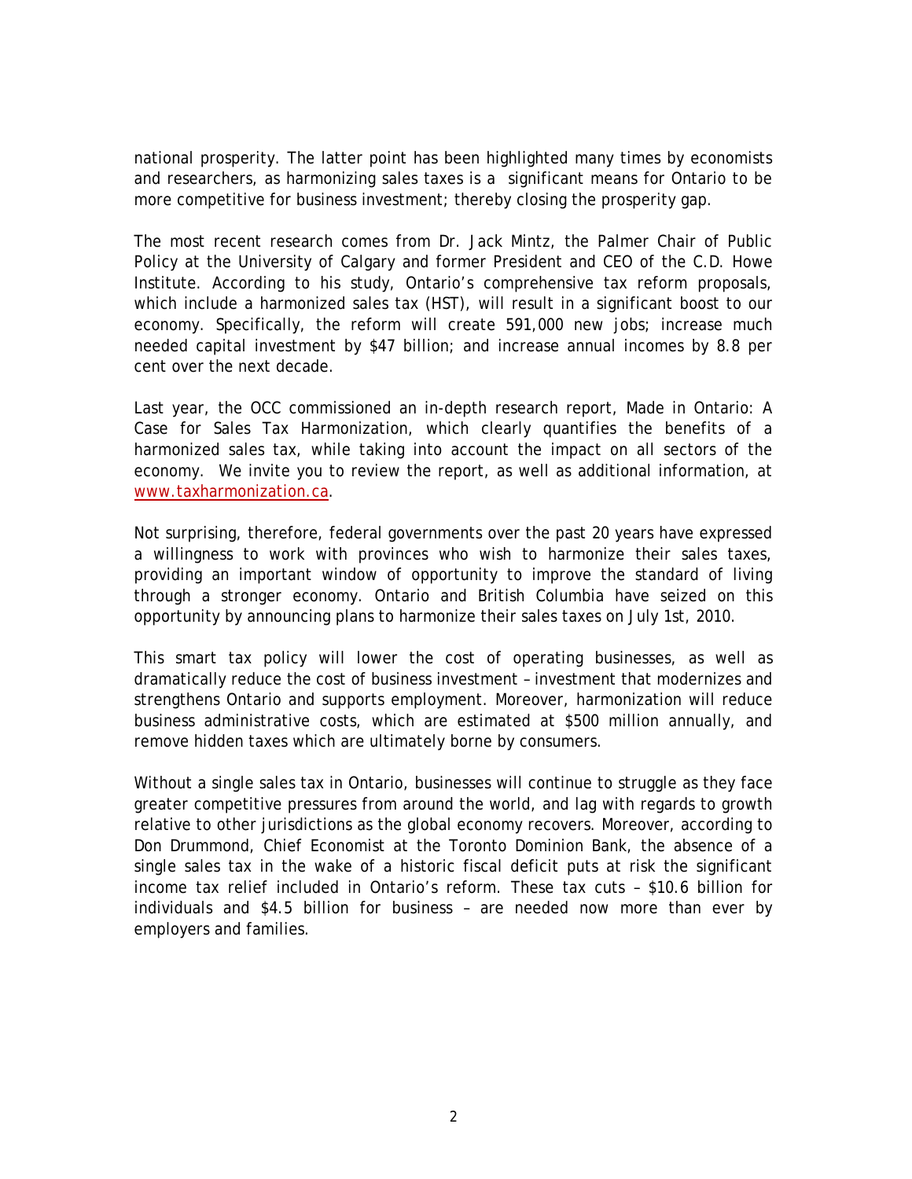national prosperity. The latter point has been highlighted many times by economists and researchers, as harmonizing sales taxes is a significant means for Ontario to be more competitive for business investment; thereby closing the prosperity gap.

The most recent research comes from Dr. Jack Mintz, the Palmer Chair of Public Policy at the University of Calgary and former President and CEO of the C.D. Howe Institute. According to his study, Ontario's comprehensive tax reform proposals, which include a harmonized sales tax (HST), will result in a significant boost to our economy. Specifically, the reform will create 591,000 new jobs; increase much needed capital investment by $47 billion; and increase annual incomes by 8.8 per cent over the next decade.

Last year, the OCC commissioned an in-depth research report, Made in Ontario: A Case for Sales Tax Harmonization, which clearly quantifies the benefits of a harmonized sales tax, while taking into account the impact on all sectors of the economy. We invite you to review the report, as well as additional information, at [www.taxharmonization.ca](http://www.taxharmonization.ca).

Not surprising, therefore, federal governments over the past 20 years have expressed a willingness to work with provinces who wish to harmonize their sales taxes, providing an important window of opportunity to improve the standard of living through a stronger economy. Ontario and British Columbia have seized on this opportunity by announcing plans to harmonize their sales taxes on July 1st, 2010.

This smart tax policy will lower the cost of operating businesses, as well as dramatically reduce the cost of business investment – investment that modernizes and strengthens Ontario and supports employment. Moreover, harmonization will reduce business administrative costs, which are estimated at $500 million annually, and remove hidden taxes which are ultimately borne by consumers.

Without a single sales tax in Ontario, businesses will continue to struggle as they face greater competitive pressures from around the world, and lag with regards to growth relative to other jurisdictions as the global economy recovers. Moreover, according to Don Drummond, Chief Economist at the Toronto Dominion Bank, the absence of a single sales tax in the wake of a historic fiscal deficit puts at risk the significant income tax relief included in Ontario's reform. These tax cuts – $10.6 billion for individuals and $4.5 billion for business – are needed now more than ever by employers and families.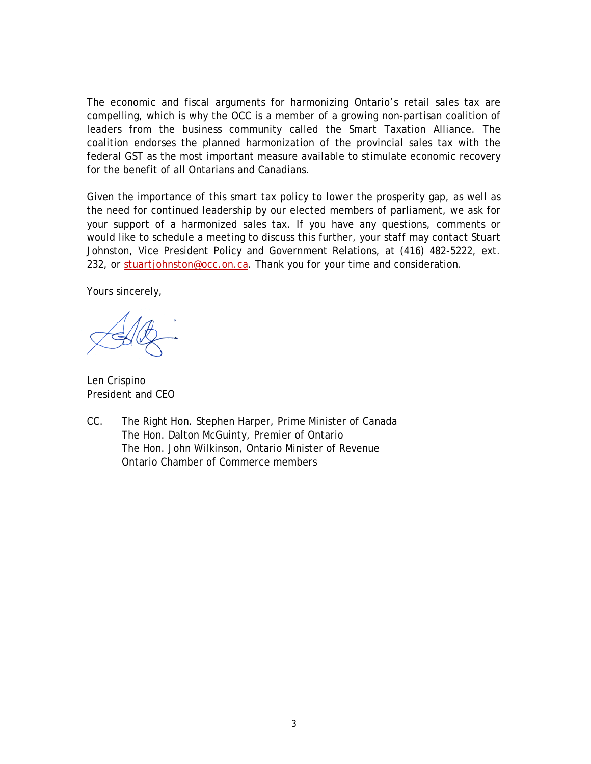The economic and fiscal arguments for harmonizing Ontario's retail sales tax are compelling, which is why the OCC is a member of a growing non-partisan coalition of leaders from the business community called the Smart Taxation Alliance. The coalition endorses the planned harmonization of the provincial sales tax with the federal GST as the most important measure available to stimulate economic recovery for the benefit of all Ontarians and Canadians.

Given the importance of this smart tax policy to lower the prosperity gap, as well as the need for continued leadership by our elected members of parliament, we ask for your support of a harmonized sales tax. If you have any questions, comments or would like to schedule a meeting to discuss this further, your staff may contact Stuart Johnston, Vice President Policy and Government Relations, at (416) 482-5222, ext. 232, or stuartjohnston@occ.on.ca. Thank you for your time and consideration.

Yours sincerely,

Len Crispino
President and CEO

CC. The Right Hon. Stephen Harper, Prime Minister of Canada
The Hon. Dalton McGuinty, Premier of Ontario
The Hon. John Wilkinson, Ontario Minister of Revenue
Ontario Chamber of Commerce members